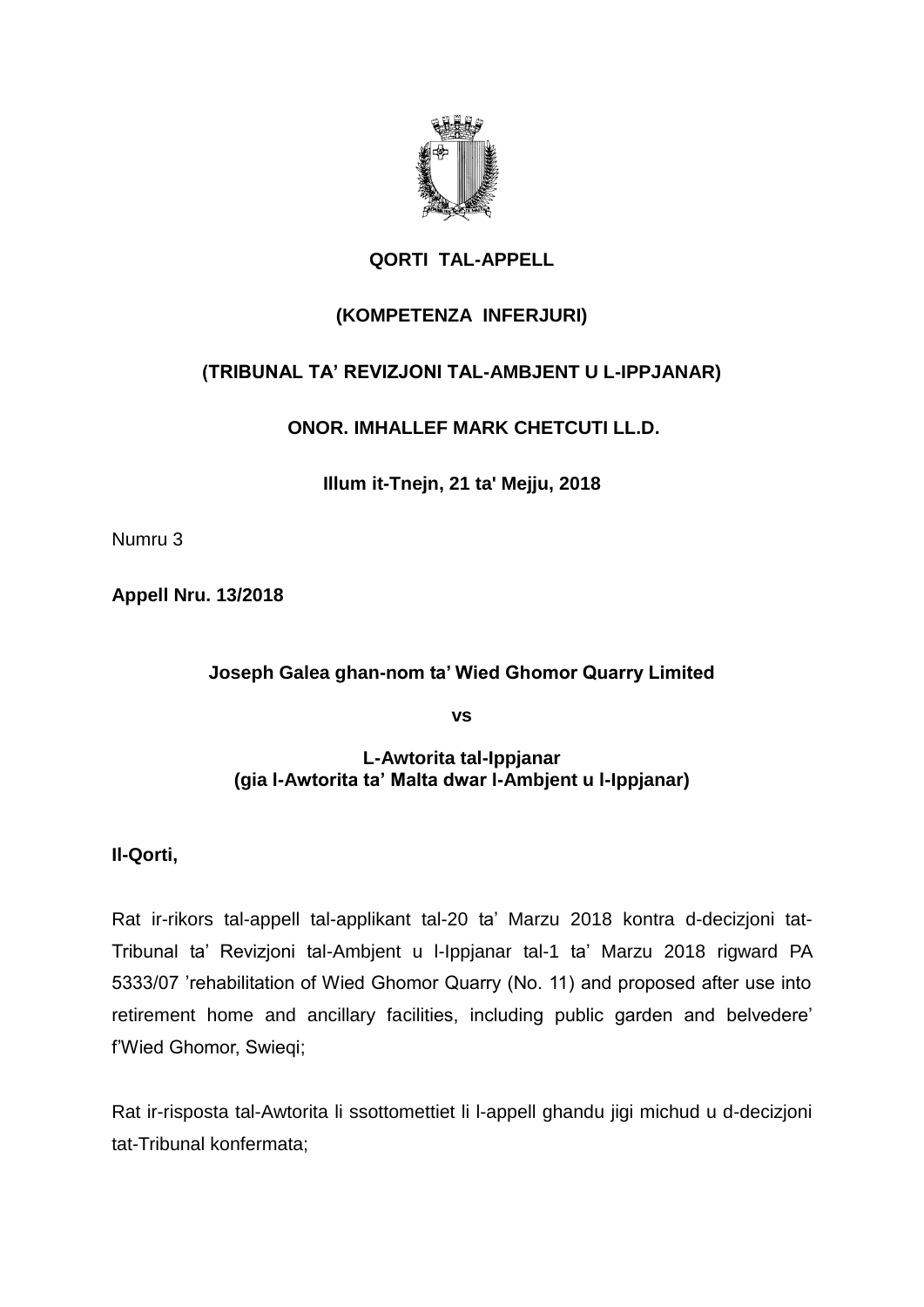**QORTI TAL-APPELL**

**(KOMPETENZA INFERJURI)**

**(TRIBUNAL TA' REVIZJONI TAL-AMBJENT U L-IPPJANAR)**

**ONOR. IMHALLEF MARK CHETCUTI LL.D.**

**Illum it-Tnejn, 21 ta' Mejju, 2018**

Numru 3

**Appell Nru. 13/2018**

**Joseph Galea ghan-nom ta' Wied Ghomor Quarry Limited**

**vs**

**L-Awtorita tal-Ippjanar**
**(gia l-Awtorita ta' Malta dwar l-Ambjent u l-Ippjanar)**

**Il-Qorti,**

Rat ir-rikors tal-appell tal-applikant tal-20 ta' Marzu 2018 kontra d-decizjoni tat-Tribunal ta' Revizjoni tal-Ambjent u l-Ippjanar tal-1 ta' Marzu 2018 rigward PA 5333/07 'rehabilitation of Wied Ghomor Quarry (No. 11) and proposed after use into retirement home and ancillary facilities, including public garden and belvedere' f'Wied Ghomor, Swieqi;

Rat ir-risposta tal-Awtorita li ssottomettiet li l-appell ghandu jigi michud u d-decizjoni tat-Tribunal konfermata;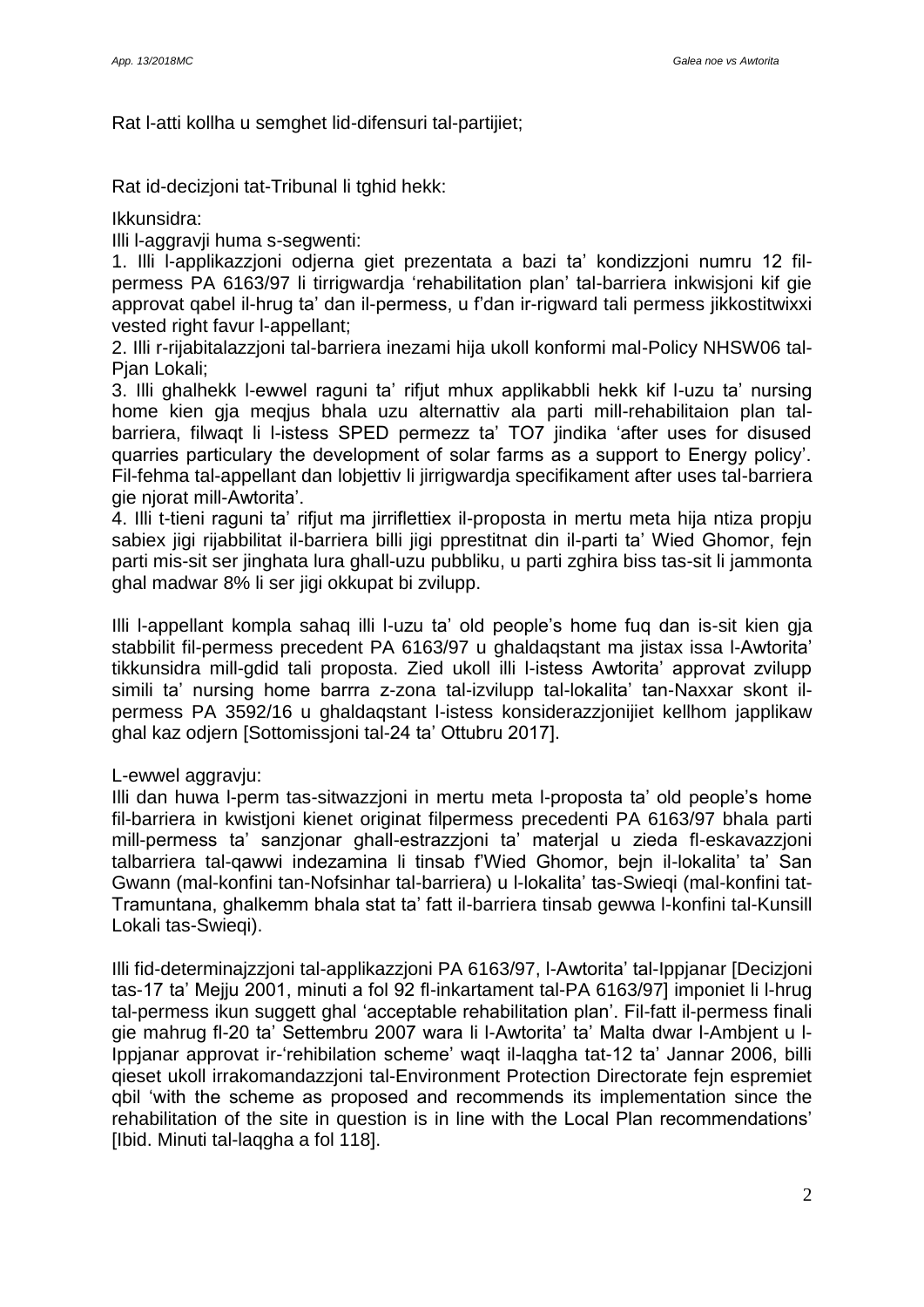Rat l-atti kollha u semghet lid-difensuri tal-partijiet;

Rat id-decizjoni tat-Tribunal li tghid hekk:

Ikkunsidra:

Illi l-aggravji huma s-segwenti:

1. Illi l-applikazzjoni odjerna giet prezentata a bazi ta' kondizzjoni numru 12 fil-permess PA 6163/97 li tirrigwardja 'rehabilitation plan' tal-barriera inkwisjoni kif gie approvat qabel il-hrug ta' dan il-permess, u f'dan ir-rigward tali permess jikkostitwixxi vested right favur l-appellant;
2. Illi r-rijabitalazzjoni tal-barriera inezami hija ukoll konformi mal-Policy NHSW06 tal-Pjan Lokali;
3. Illi ghalhekk l-ewwel raguni ta' rifjut mhux applikabbli hekk kif l-uzu ta' nursing home kien gja meqjus bhala uzu alternattiv ala parti mill-rehabilitaion plan tal-barriera, filwaqt li l-istess SPED permezz ta' TO7 jindika 'after uses for disused quarries particulary the development of solar farms as a support to Energy policy'. Fil-fehma tal-appellant dan lobjettiv li jirrigwardja specifikament after uses tal-barriera gie njorat mill-Awtorita'.
4. Illi t-tieni raguni ta' rifjut ma jirriflettiex il-proposta in mertu meta hija ntiza propju sabiex jigi rijabbilitat il-barriera billi jigi pprestitnat din il-parti ta' Wied Ghomor, fejn parti mis-sit ser jinghata lura ghall-uzu pubbliku, u parti zghira biss tas-sit li jammonta ghal madwar 8% li ser jigi okkupat bi zvilupp.

Illi l-appellant kompla sahaq illi l-uzu ta' old people's home fuq dan is-sit kien gja stabbilit fil-permess precedent PA 6163/97 u ghaldaqstant ma jistax issa l-Awtorita' tikkunsidra mill-gdid tali proposta. Zied ukoll illi l-istess Awtorita' approvat zvilupp simili ta' nursing home barrra z-zona tal-izvilupp tal-lokalita' tan-Naxxar skont il-permess PA 3592/16 u ghaldaqstant l-istess konsiderazzjonijiet kellhom japplikaw ghal kaz odjern [Sottomissjoni tal-24 ta' Ottubru 2017].

L-ewwel aggravju:

Illi dan huwa l-perm tas-sitwazzjoni in mertu meta l-proposta ta' old people's home fil-barriera in kwistjoni kienet originat filpermess precedenti PA 6163/97 bhala parti mill-permess ta' sanzjonar ghall-estrazzjoni ta' materjal u zieda fl-eskavazzjoni talbarriera tal-qawwi indezamina li tinsab f'Wied Ghomor, bejn il-lokalita' ta' San Gwann (mal-konfini tan-Nofsinhar tal-barriera) u l-lokalita' tas-Swieqi (mal-konfini tat-Tramuntana, ghalkemm bhala stat ta' fatt il-barriera tinsab gewwa l-konfini tal-Kunsill Lokali tas-Swieqi).

Illi fid-determinajzzjoni tal-applikazzjoni PA 6163/97, l-Awtorita' tal-Ippjanar [Decizjoni tas-17 ta' Mejju 2001, minuti a fol 92 fl-inkartament tal-PA 6163/97] imponiet li l-hrug tal-permess ikun suggett ghal 'acceptable rehabilitation plan'. Fil-fatt il-permess finali gie mahrug fl-20 ta' Settembru 2007 wara li l-Awtorita' ta' Malta dwar l-Ambjent u l-Ippjanar approvat ir-'rehibilation scheme' waqt il-laqgha tat-12 ta' Jannar 2006, billi qieset ukoll irrakomandazzjoni tal-Environment Protection Directorate fejn espremiet qbil 'with the scheme as proposed and recommends its implementation since the rehabilitation of the site in question is in line with the Local Plan recommendations' [Ibid. Minuti tal-laqgha a fol 118].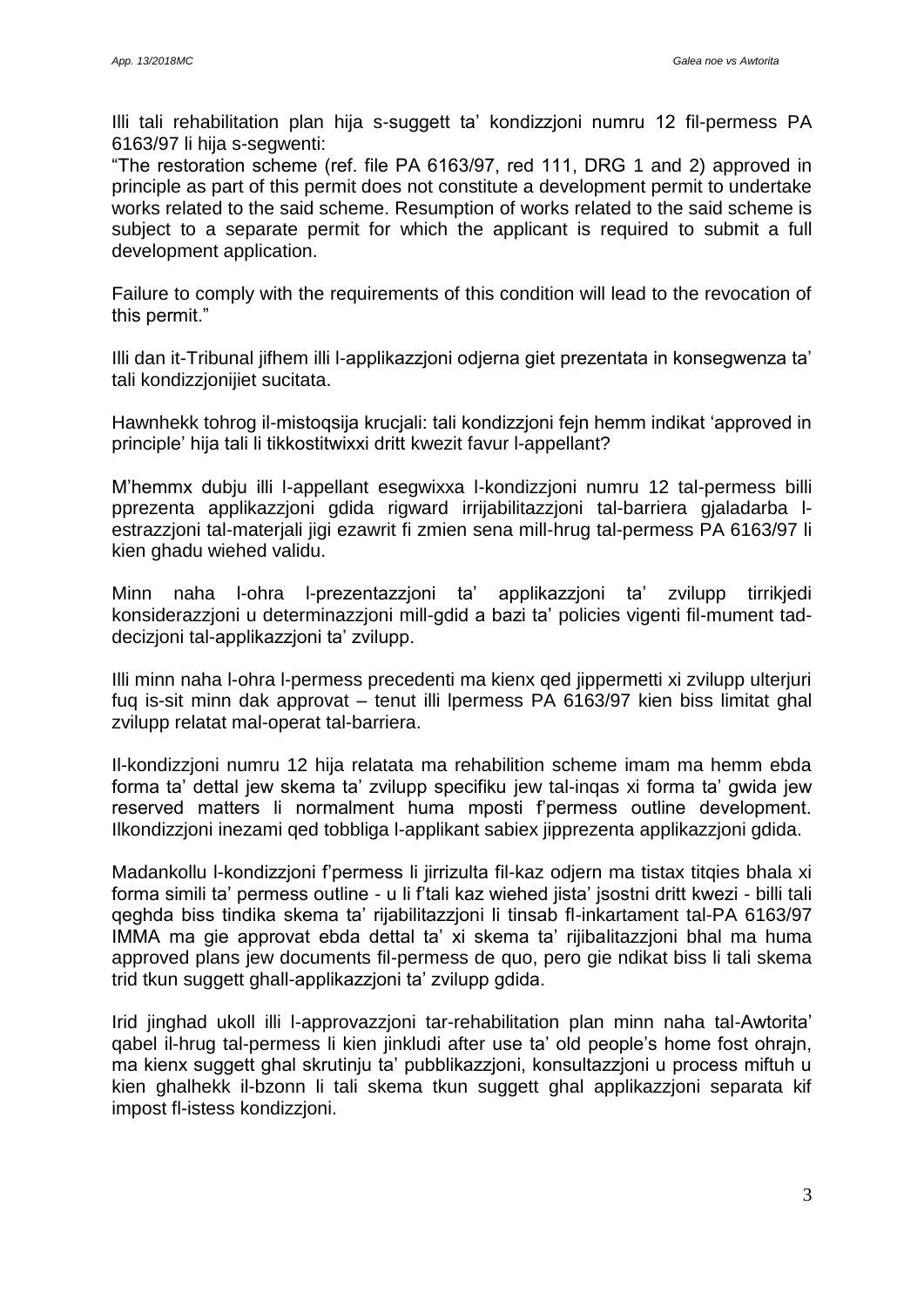Illi tali rehabilitation plan hija s-suggett ta' kondizzjoni numru 12 fil-permess PA 6163/97 li hija s-segwenti:

"The restoration scheme (ref. file PA 6163/97, red 111, DRG 1 and 2) approved in principle as part of this permit does not constitute a development permit to undertake works related to the said scheme. Resumption of works related to the said scheme is subject to a separate permit for which the applicant is required to submit a full development application.

Failure to comply with the requirements of this condition will lead to the revocation of this permit."

Illi dan it-Tribunal jifhem illi l-applikazzjoni odjerna giet prezentata in konsegwenza ta' tali kondizzjonijiet sucitata.

Hawnhekk tohrog il-mistoqsija krucjali: tali kondizzjoni fejn hemm indikat 'approved in principle' hija tali li tikkostitwixxi dritt kwezit favur l-appellant?

M'hemmx dubju illi l-appellant esegwixxa l-kondizzjoni numru 12 tal-permess billi pprezenta applikazzjoni gdida rigward irrijabilitazzjoni tal-barriera gjaladarba l-estrazzjoni tal-materjali jigi ezawrit fi zmien sena mill-hrug tal-permess PA 6163/97 li kien ghadu wiehed validu.

Minn naha l-ohra l-prezentazzjoni ta' applikazzjoni ta' zvilupp tirrikjedi konsiderazzjoni u determinazzjoni mill-gdid a bazi ta' policies vigenti fil-mument tad-decizjoni tal-applikazzjoni ta' zvilupp.

Illi minn naha l-ohra l-permess precedenti ma kienx qed jippermetti xi zvilupp ulterjuri fuq is-sit minn dak approvat – tenut illi lpermess PA 6163/97 kien biss limitat ghal zvilupp relatat mal-operat tal-barriera.

Il-kondizzjoni numru 12 hija relatata ma rehabilition scheme imam ma hemm ebda forma ta' dettal jew skema ta' zvilupp specifiku jew tal-inqas xi forma ta' gwida jew reserved matters li normalment huma mposti f'permess outline development. Ilkondizzjoni inezami qed tobbliga l-applikant sabiex jipprezenta applikazzjoni gdida.

Madankollu l-kondizzjoni f'permess li jirrizulta fil-kaz odjern ma tistax titqies bhala xi forma simili ta' permess outline - u li f'tali kaz wiehed jista' jsostni dritt kwezi - billi tali qeghda biss tindika skema ta' rijabilitazzjoni li tinsab fl-inkartament tal-PA 6163/97 IMMA ma gie approvat ebda dettal ta' xi skema ta' rijibalitazzjoni bhal ma huma approved plans jew documents fil-permess de quo, pero gie ndikat biss li tali skema trid tkun suggett ghall-applikazzjoni ta' zvilupp gdida.

Irid jinghad ukoll illi l-approvazzjoni tar-rehabilitation plan minn naha tal-Awtorita' qabel il-hrug tal-permess li kien jinkludi after use ta' old people's home fost ohrajn, ma kienx suggett ghal skrutinju ta' pubblikazzjoni, konsultazzjoni u process miftuh u kien ghalhekk il-bzonn li tali skema tkun suggett ghal applikazzjoni separata kif impost fl-istess kondizzjoni.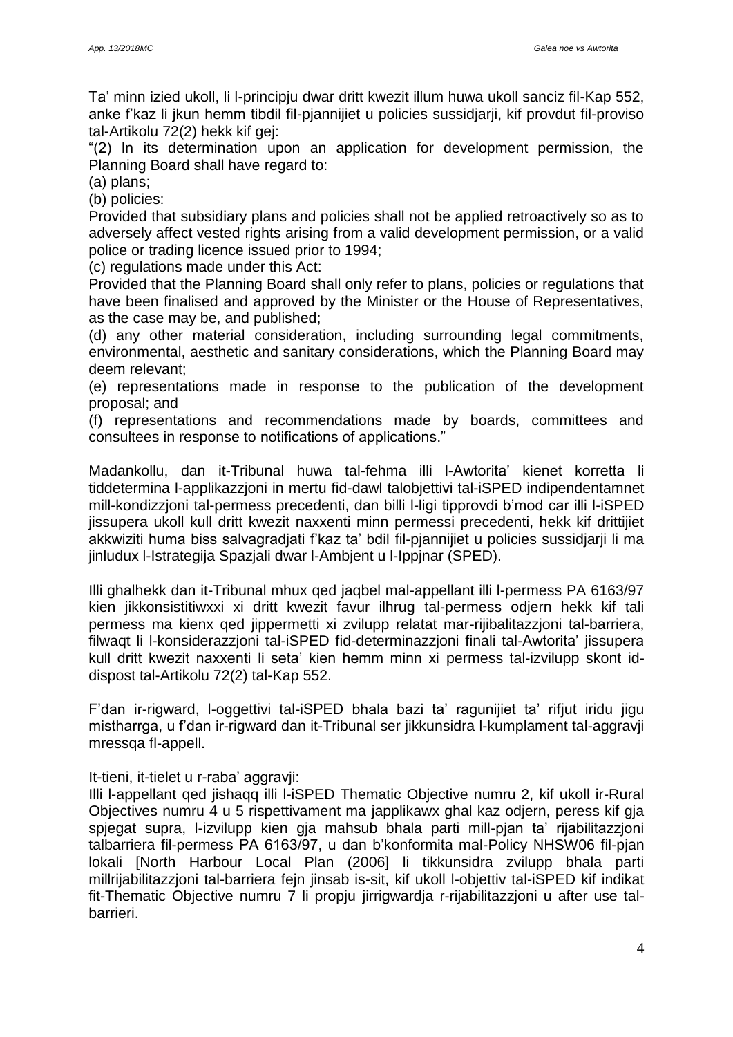Ta' minn izied ukoll, li l-principju dwar dritt kwezit illum huwa ukoll sanciz fil-Kap 552, anke f'kaz li jkun hemm tibdil fil-pjannijiet u policies sussidjarji, kif provdut fil-proviso tal-Artikolu 72(2) hekk kif gej:

"(2) In its determination upon an application for development permission, the Planning Board shall have regard to:

(a) plans;

(b) policies:

Provided that subsidiary plans and policies shall not be applied retroactively so as to adversely affect vested rights arising from a valid development permission, or a valid police or trading licence issued prior to 1994;

(c) regulations made under this Act:

Provided that the Planning Board shall only refer to plans, policies or regulations that have been finalised and approved by the Minister or the House of Representatives, as the case may be, and published;

(d) any other material consideration, including surrounding legal commitments, environmental, aesthetic and sanitary considerations, which the Planning Board may deem relevant;

(e) representations made in response to the publication of the development proposal; and

(f) representations and recommendations made by boards, committees and consultees in response to notifications of applications."

Madankollu, dan it-Tribunal huwa tal-fehma illi l-Awtorita' kienet korretta li tiddetermina l-applikazzjoni in mertu fid-dawl talobjettivi tal-iSPED indipendentamnet mill-kondizzjoni tal-permess precedenti, dan billi l-ligi tipprovdi b'mod car illi l-iSPED jissupera ukoll kull dritt kwezit naxxenti minn permessi precedenti, hekk kif drittijiet akkwiziti huma biss salvagradjati f'kaz ta' bdil fil-pjannijiet u policies sussidjarji li ma jinludux l-Istrategija Spazjali dwar l-Ambjent u l-Ippjnar (SPED).

Illi ghalhekk dan it-Tribunal mhux qed jaqbel mal-appellant illi l-permess PA 6163/97 kien jikkonsistitiwxxi xi dritt kwezit favur ilhrug tal-permess odjern hekk kif tali permess ma kienx qed jippermetti xi zvilupp relatat mar-rijibalitazzjoni tal-barriera, filwaqt li l-konsiderazzjoni tal-iSPED fid-determinazzjoni finali tal-Awtorita' jissupera kull dritt kwezit naxxenti li seta' kien hemm minn xi permess tal-izvilupp skont id-dispost tal-Artikolu 72(2) tal-Kap 552.

F'dan ir-rigward, l-oggettivi tal-iSPED bhala bazi ta' ragunijiet ta' rifjut iridu jigu mistharrga, u f'dan ir-rigward dan it-Tribunal ser jikkunsidra l-kumplament tal-aggravji mressqa fl-appell.

It-tieni, it-tielet u r-raba' aggravji:

Illi l-appellant qed jishaqq illi l-iSPED Thematic Objective numru 2, kif ukoll ir-Rural Objectives numru 4 u 5 rispettivament ma japplikawx ghal kaz odjern, peress kif gja spjegat supra, l-izvilupp kien gja mahsub bhala parti mill-pjan ta' rijabilitazzjoni talbarriera fil-permess PA 6163/97, u dan b'konformita mal-Policy NHSW06 fil-pjan lokali [North Harbour Local Plan (2006] li tikkunsidra zvilupp bhala parti millrijabilitazzjoni tal-barriera fejn jinsab is-sit, kif ukoll l-objettiv tal-iSPED kif indikat fit-Thematic Objective numru 7 li propju jirrigwardja r-rijabilitazzjoni u after use tal-barrieri.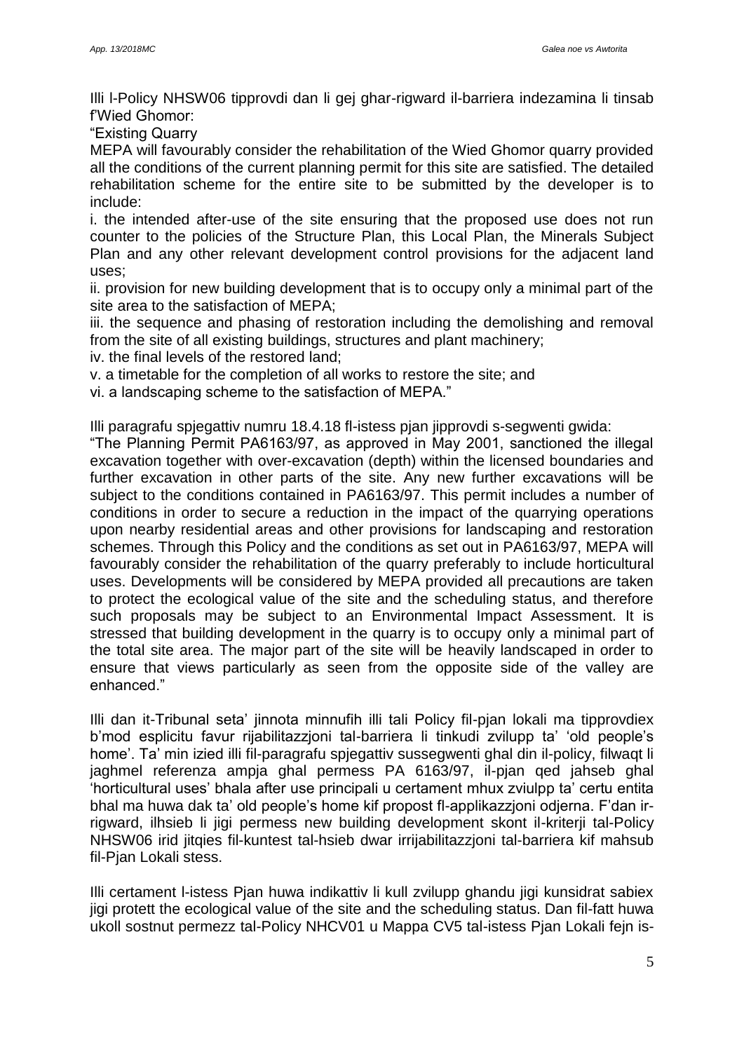Illi l-Policy NHSW06 tipprovdi dan li gej ghar-rigward il-barriera indezamina li tinsab f'Wied Ghomor:

"Existing Quarry

MEPA will favourably consider the rehabilitation of the Wied Ghomor quarry provided all the conditions of the current planning permit for this site are satisfied. The detailed rehabilitation scheme for the entire site to be submitted by the developer is to include:

i. the intended after-use of the site ensuring that the proposed use does not run counter to the policies of the Structure Plan, this Local Plan, the Minerals Subject Plan and any other relevant development control provisions for the adjacent land uses;

ii. provision for new building development that is to occupy only a minimal part of the site area to the satisfaction of MEPA;

iii. the sequence and phasing of restoration including the demolishing and removal from the site of all existing buildings, structures and plant machinery;

iv. the final levels of the restored land;

v. a timetable for the completion of all works to restore the site; and

vi. a landscaping scheme to the satisfaction of MEPA."

Illi paragrafu spjegattiv numru 18.4.18 fl-istess pjan jipprovdi s-segwenti gwida:

"The Planning Permit PA6163/97, as approved in May 2001, sanctioned the illegal excavation together with over-excavation (depth) within the licensed boundaries and further excavation in other parts of the site. Any new further excavations will be subject to the conditions contained in PA6163/97. This permit includes a number of conditions in order to secure a reduction in the impact of the quarrying operations upon nearby residential areas and other provisions for landscaping and restoration schemes. Through this Policy and the conditions as set out in PA6163/97, MEPA will favourably consider the rehabilitation of the quarry preferably to include horticultural uses. Developments will be considered by MEPA provided all precautions are taken to protect the ecological value of the site and the scheduling status, and therefore such proposals may be subject to an Environmental Impact Assessment. It is stressed that building development in the quarry is to occupy only a minimal part of the total site area. The major part of the site will be heavily landscaped in order to ensure that views particularly as seen from the opposite side of the valley are enhanced."

Illi dan it-Tribunal seta' jinnota minnufih illi tali Policy fil-pjan lokali ma tipprovdiex b'mod esplicitu favur rijabilitazzjoni tal-barriera li tinkudi zvilupp ta' 'old people's home'. Ta' min izied illi fil-paragrafu spjegattiv sussegwenti ghal din il-policy, filwaqt li jaghmel referenza ampja ghal permess PA 6163/97, il-pjan qed jahseb ghal 'horticultural uses' bhala after use principali u certament mhux zviulpp ta' certu entita bhal ma huwa dak ta' old people's home kif propost fl-applikazzjoni odjerna. F'dan ir-rigward, ilhsieb li jigi permess new building development skont il-kriterji tal-Policy NHSW06 irid jitqies fil-kuntest tal-hsieb dwar irrijabilitazzjoni tal-barriera kif mahsub fil-Pjan Lokali stess.

Illi certament l-istess Pjan huwa indikattiv li kull zvilupp ghandu jigi kunsidrat sabiex jigi protett the ecological value of the site and the scheduling status. Dan fil-fatt huwa ukoll sostnut permezz tal-Policy NHCV01 u Mappa CV5 tal-istess Pjan Lokali fejn is-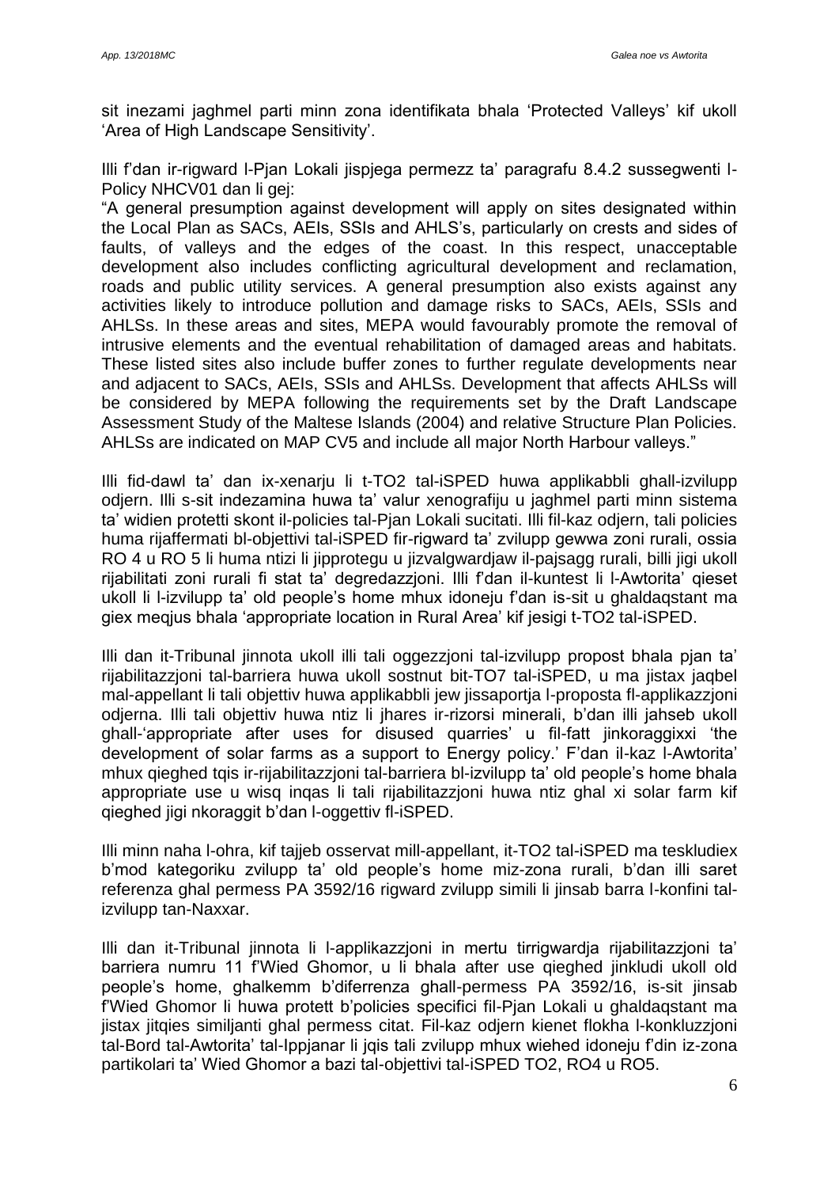sit inezami jaghmel parti minn zona identifikata bhala 'Protected Valleys' kif ukoll 'Area of High Landscape Sensitivity'.

Illi f'dan ir-rigward l-Pjan Lokali jispjega permezz ta' paragrafu 8.4.2 sussegwenti l-Policy NHCV01 dan li gej:

"A general presumption against development will apply on sites designated within the Local Plan as SACs, AEIs, SSIs and AHLS's, particularly on crests and sides of faults, of valleys and the edges of the coast. In this respect, unacceptable development also includes conflicting agricultural development and reclamation, roads and public utility services. A general presumption also exists against any activities likely to introduce pollution and damage risks to SACs, AEIs, SSIs and AHLSs. In these areas and sites, MEPA would favourably promote the removal of intrusive elements and the eventual rehabilitation of damaged areas and habitats. These listed sites also include buffer zones to further regulate developments near and adjacent to SACs, AEIs, SSIs and AHLSs. Development that affects AHLSs will be considered by MEPA following the requirements set by the Draft Landscape Assessment Study of the Maltese Islands (2004) and relative Structure Plan Policies. AHLSs are indicated on MAP CV5 and include all major North Harbour valleys."

Illi fid-dawl ta' dan ix-xenarju li t-TO2 tal-iSPED huwa applikabbli ghall-izvilupp odjern. Illi s-sit indezamina huwa ta' valur xenografiju u jaghmel parti minn sistema ta' widien protetti skont il-policies tal-Pjan Lokali sucitati. Illi fil-kaz odjern, tali policies huma rijaffermati bl-objettivi tal-iSPED fir-rigward ta' zvilupp gewwa zoni rurali, ossia RO 4 u RO 5 li huma ntizi li jipprotegu u jizvalgwardjaw il-pajsagg rurali, billi jigi ukoll rijabilitati zoni rurali fi stat ta' degredazzjoni. Illi f'dan il-kuntest li l-Awtorita' qieset ukoll li l-izvilupp ta' old people's home mhux idoneju f'dan is-sit u ghaldaqstant ma giex meqjus bhala 'appropriate location in Rural Area' kif jesigi t-TO2 tal-iSPED.

Illi dan it-Tribunal jinnota ukoll illi tali oggezzjoni tal-izvilupp propost bhala pjan ta' rijabilitazzjoni tal-barriera huwa ukoll sostnut bit-TO7 tal-iSPED, u ma jistax jaqbel mal-appellant li tali objettiv huwa applikabbli jew jissaportja l-proposta fl-applikazzjoni odjerna. Illi tali objettiv huwa ntiz li jhares ir-rizorsi minerali, b'dan illi jahseb ukoll ghall-'appropriate after uses for disused quarries' u fil-fatt jinkoraggixxi 'the development of solar farms as a support to Energy policy.' F'dan il-kaz l-Awtorita' mhux qieghed tqis ir-rijabilitazzjoni tal-barriera bl-izvilupp ta' old people's home bhala appropriate use u wisq inqas li tali rijabilitazzjoni huwa ntiz ghal xi solar farm kif qieghed jigi nkoraggit b'dan l-oggettiv fl-iSPED.

Illi minn naha l-ohra, kif tajjeb osservat mill-appellant, it-TO2 tal-iSPED ma teskludiex b'mod kategoriku zvilupp ta' old people's home miz-zona rurali, b'dan illi saret referenza ghal permess PA 3592/16 rigward zvilupp simili li jinsab barra l-konfini tal-izvilupp tan-Naxxar.

Illi dan it-Tribunal jinnota li l-applikazzjoni in mertu tirrigwardja rijabilitazzjoni ta' barriera numru 11 f'Wied Ghomor, u li bhala after use qieghed jinkludi ukoll old people's home, ghalkemm b'diferrenza ghall-permess PA 3592/16, is-sit jinsab f'Wied Ghomor li huwa protett b'policies specifici fil-Pjan Lokali u ghaldaqstant ma jistax jitqies similjanti ghal permess citat. Fil-kaz odjern kienet flokha l-konkluzzjoni tal-Bord tal-Awtorita' tal-Ippjanar li jqis tali zvilupp mhux wiehed idoneju f'din iz-zona partikolari ta' Wied Ghomor a bazi tal-objettivi tal-iSPED TO2, RO4 u RO5.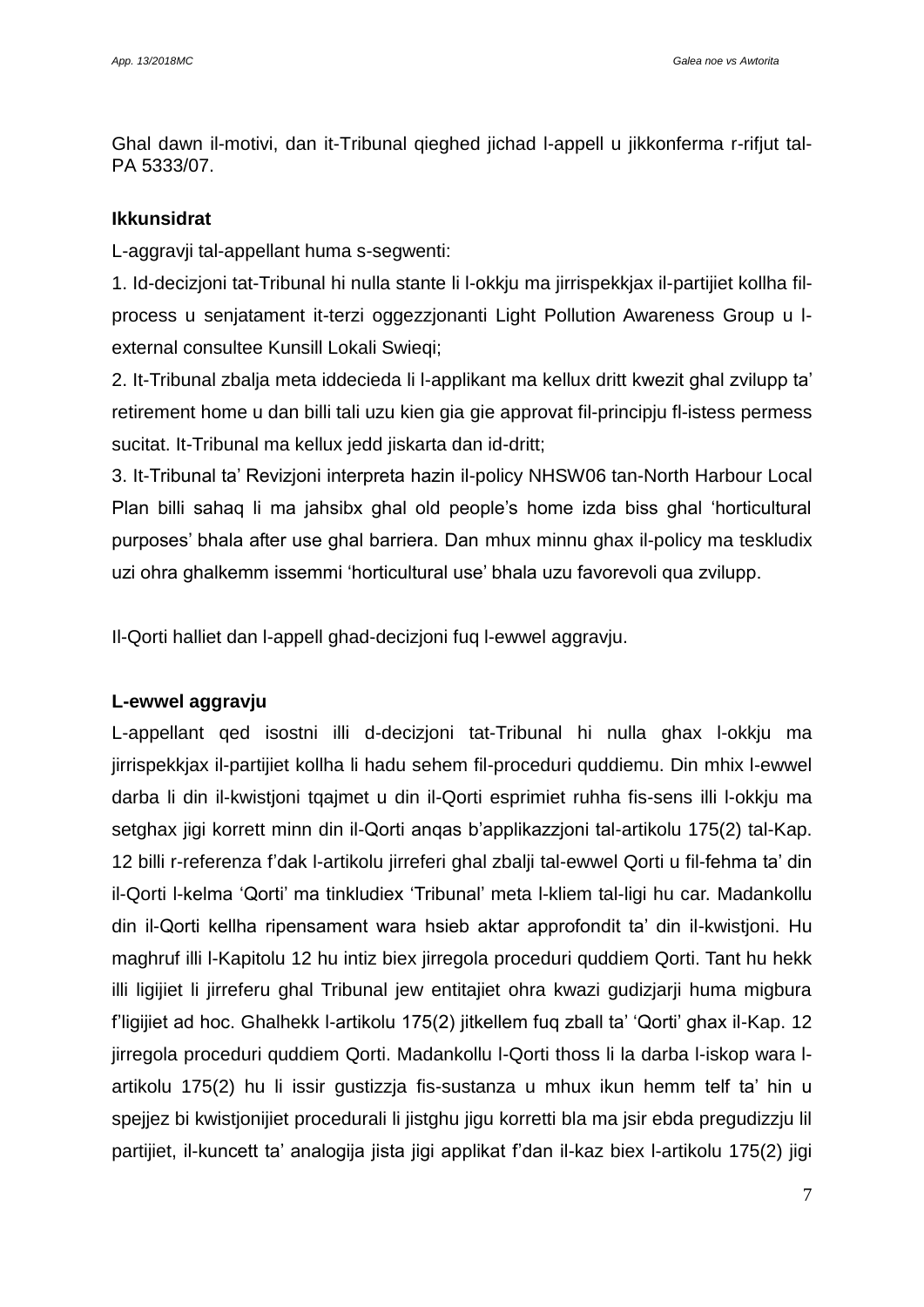Ghal dawn il-motivi, dan it-Tribunal qieghed jichad l-appell u jikkonferma r-rifjut tal-PA 5333/07.

**Ikkunsidrat**

L-aggravji tal-appellant huma s-segwenti:

1. Id-decizjoni tat-Tribunal hi nulla stante li l-okkju ma jirrispekkjax il-partijiet kollha fil-process u senjatament it-terzi oggezzjonanti Light Pollution Awareness Group u l-external consultee Kunsill Lokali Swieqi;

2. It-Tribunal zbalja meta iddecieda li l-applikant ma kellux dritt kwezit ghal zvilupp ta' retirement home u dan billi tali uzu kien gia gie approvat fil-principju fl-istess permess sucitat. It-Tribunal ma kellux jedd jiskarta dan id-dritt;

3. It-Tribunal ta' Revizjoni interpreta hazin il-policy NHSW06 tan-North Harbour Local Plan billi sahaq li ma jahsibx ghal old people's home izda biss ghal 'horticultural purposes' bhala after use ghal barriera. Dan mhux minnu ghax il-policy ma teskludix uzi ohra ghalkemm issemmi 'horticultural use' bhala uzu favorevoli qua zvilupp.

Il-Qorti halliet dan l-appell ghad-decizjoni fuq l-ewwel aggravju.

**L-ewwel aggravju**

L-appellant qed isostni illi d-decizjoni tat-Tribunal hi nulla ghax l-okkju ma jirrispekkjax il-partijiet kollha li hadu sehem fil-proceduri quddiemu. Din mhix l-ewwel darba li din il-kwistjoni tqajmet u din il-Qorti esprimiet ruhha fis-sens illi l-okkju ma setghax jigi korrett minn din il-Qorti anqas b'applikazzjoni tal-artikolu 175(2) tal-Kap. 12 billi r-referenza f'dak l-artikolu jirreferi ghal zbalji tal-ewwel Qorti u fil-fehma ta' din il-Qorti l-kelma 'Qorti' ma tinkludiex 'Tribunal' meta l-kliem tal-ligi hu car. Madankollu din il-Qorti kellha ripensament wara hsieb aktar approfondit ta' din il-kwistjoni. Hu maghruf illi l-Kapitolu 12 hu intiz biex jirregola proceduri quddiem Qorti. Tant hu hekk illi ligijiet li jirreferu ghal Tribunal jew entitajiet ohra kwazi gudizjarji huma migbura f'ligijiet ad hoc. Ghalhekk l-artikolu 175(2) jitkellem fuq zball ta' 'Qorti' ghax il-Kap. 12 jirregola proceduri quddiem Qorti. Madankollu l-Qorti thoss li la darba l-iskop wara l-artikolu 175(2) hu li issir gustizzja fis-sustanza u mhux ikun hemm telf ta' hin u spejjez bi kwistjonijiet procedurali li jistghu jigu korretti bla ma jsir ebda pregudizzju lil partijiet, il-kuncett ta' analogija jista jigi applikat f'dan il-kaz biex l-artikolu 175(2) jigi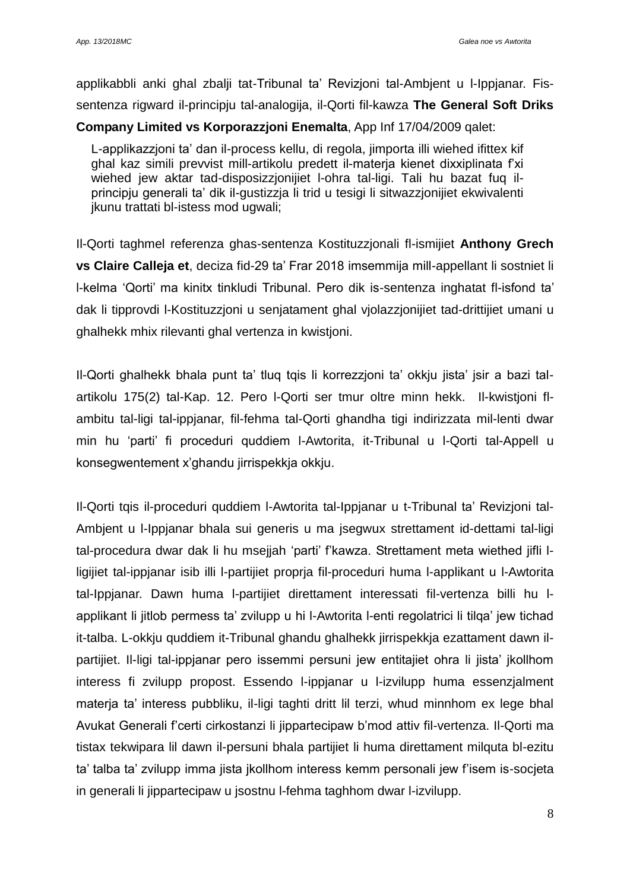applikabbli anki ghal zbalji tat-Tribunal ta' Revizjoni tal-Ambjent u l-Ippjanar. Fis-sentenza rigward il-principju tal-analogija, il-Qorti fil-kawza **The General Soft Driks Company Limited vs Korporazzjoni Enemalta**, App Inf 17/04/2009 qalet:

> L-applikazzjoni ta' dan il-process kellu, di regola, jimporta illi wiehed ifittex kif ghal kaz simili prevvist mill-artikolu predett il-materja kienet dixxiplinata f'xi wiehed jew aktar tad-disposizzjonijiet l-ohra tal-ligi. Tali hu bazat fuq il-principju generali ta' dik il-gustizzja li trid u tesigi li sitwazzjonijiet ekwivalenti jkunu trattati bl-istess mod ugwali;

Il-Qorti taghmel referenza ghas-sentenza Kostituzzjonali fl-ismijiet **Anthony Grech vs Claire Calleja et**, deciza fid-29 ta' Frar 2018 imsemmija mill-appellant li sostniet li l-kelma 'Qorti' ma kinitx tinkludi Tribunal. Pero dik is-sentenza inghatat fl-isfond ta' dak li tipprovdi l-Kostituzzjoni u senjatament ghal vjolazzjonijiet tad-drittijiet umani u ghalhekk mhix rilevanti ghal vertenza in kwistjoni.

Il-Qorti ghalhekk bhala punt ta' tluq tqis li korrezzjoni ta' okkju jista' jsir a bazi tal-artikolu 175(2) tal-Kap. 12. Pero l-Qorti ser tmur oltre minn hekk. Il-kwistjoni fl-ambitu tal-ligi tal-ippjanar, fil-fehma tal-Qorti ghandha tigi indirizzata mil-lenti dwar min hu 'parti' fi proceduri quddiem l-Awtorita, it-Tribunal u l-Qorti tal-Appell u konsegwentement x'ghandu jirrispekkja okkju.

Il-Qorti tqis il-proceduri quddiem l-Awtorita tal-Ippjanar u t-Tribunal ta' Revizjoni tal-Ambjent u l-Ippjanar bhala sui generis u ma jsegwux strettament id-dettami tal-ligi tal-procedura dwar dak li hu msejjah 'parti' f'kawza. Strettament meta wiehed jifli l-ligijiet tal-ippjanar isib illi l-partijiet proprja fil-proceduri huma l-applikant u l-Awtorita tal-Ippjanar. Dawn huma l-partijiet direttament interessati fil-vertenza billi hu l-applikant li jitlob permess ta' zvilupp u hi l-Awtorita l-enti regolatrici li tilqa' jew tichad it-talba. L-okkju quddiem it-Tribunal ghandu ghalhekk jirrispekkja ezattament dawn il-partijiet. Il-ligi tal-ippjanar pero issemmi persuni jew entitajiet ohra li jista' jkollhom interess fi zvilupp propost. Essendo l-ippjanar u l-izvilupp huma essenzjalment materja ta' interess pubbliku, il-ligi taghti dritt lil terzi, whud minnhom ex lege bhal Avukat Generali f'certi cirkostanzi li jippartecipaw b'mod attiv fil-vertenza. Il-Qorti ma tistax tekwipara lil dawn il-persuni bhala partijiet li huma direttament milquta bl-ezitu ta' talba ta' zvilupp imma jista jkollhom interess kemm personali jew f'isem is-socjeta in generali li jippartecipaw u jsostnu l-fehma taghhom dwar l-izvilupp.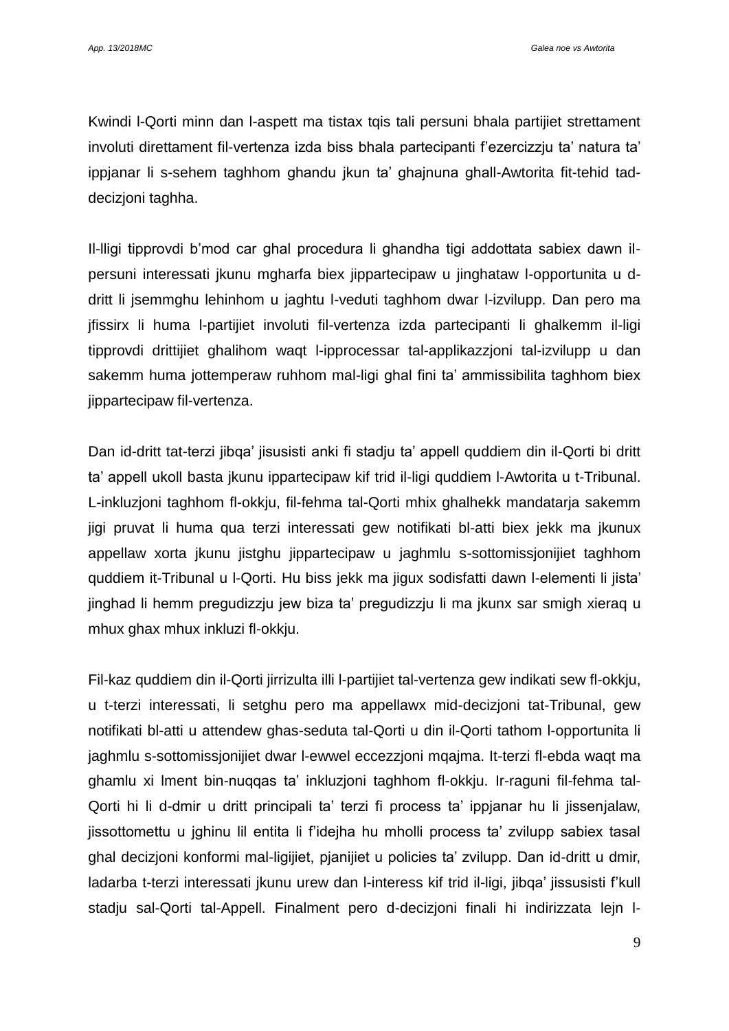Kwindi l-Qorti minn dan l-aspett ma tistax tqis tali persuni bhala partijiet strettament involuti direttament fil-vertenza izda biss bhala partecipanti f'ezercizzju ta' natura ta' ippjanar li s-sehem taghhom ghandu jkun ta' ghajnuna ghall-Awtorita fit-tehid tad-decizjoni taghha.

Il-lligi tipprovdi b'mod car ghal procedura li ghandha tigi addottata sabiex dawn il-persuni interessati jkunu mgharfa biex jippartecipaw u jinghataw l-opportunita u d-dritt li jsemmghu lehinhom u jaghtu l-veduti taghhom dwar l-izvilupp. Dan pero ma jfissirx li huma l-partijiet involuti fil-vertenza izda partecipanti li ghalkemm il-ligi tipprovdi drittijiet ghalihom waqt l-ipprocessar tal-applikazzjoni tal-izvilupp u dan sakemm huma jottemperaw ruhhom mal-ligi ghal fini ta' ammissibilita taghhom biex jippartecipaw fil-vertenza.

Dan id-dritt tat-terzi jibqa' jisusisti anki fi stadju ta' appell quddiem din il-Qorti bi dritt ta' appell ukoll basta jkunu ipparticipaw kif trid il-ligi quddiem l-Awtorita u t-Tribunal. L-inkluzjoni taghhom fl-okkju, fil-fehma tal-Qorti mhix ghalhekk mandatarja sakemm jigi pruvat li huma qua terzi interessati gew notifikati bl-atti biex jekk ma jkunux appellaw xorta jkunu jistghu jippartecipaw u jaghmlu s-sottomissjonijiet taghhom quddiem it-Tribunal u l-Qorti. Hu biss jekk ma jigux sodisfatti dawn l-elementi li jista' jinghad li hemm pregudizzju jew biza ta' pregudizzju li ma jkunx sar smigh xieraq u mhux ghax mhux inkluzi fl-okkju.

Fil-kaz quddiem din il-Qorti jirrizulta illi l-partijiet tal-vertenza gew indikati sew fl-okkju, u t-terzi interessati, li setghu pero ma appellawx mid-decizjoni tat-Tribunal, gew notifikati bl-atti u attendew ghas-seduta tal-Qorti u din il-Qorti tathom l-opportunita li jaghmlu s-sottomissjonijiet dwar l-ewwel eccezzjoni mqajma. It-terzi fl-ebda waqt ma ghamlu xi lment bin-nuqqas ta' inkluzjoni taghhom fl-okkju. Ir-raguni fil-fehma tal-Qorti hi li d-dmir u dritt principali ta' terzi fi process ta' ippjanar hu li jissenjalaw, jissottomettu u jghinu lil entita li f'idejha hu mholli process ta' zvilupp sabiex tasal ghal decizjoni konformi mal-ligijiet, pjanijiet u policies ta' zvilupp. Dan id-dritt u dmir, ladarba t-terzi interessati jkunu urew dan l-interess kif trid il-ligi, jibqa' jissusisti f'kull stadju sal-Qorti tal-Appell. Finalment pero d-decizjoni finali hi indirizzata lejn l-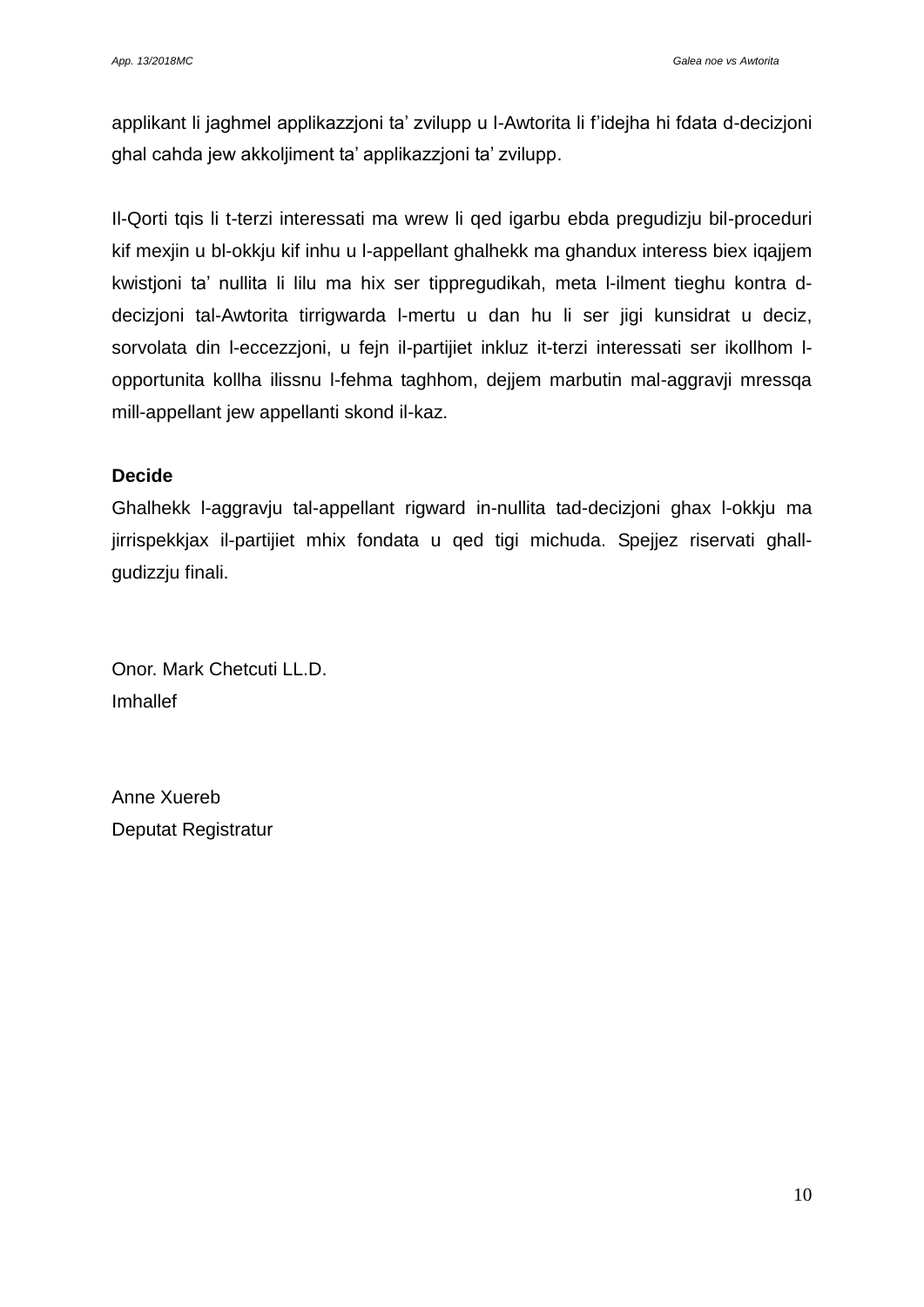applikant li jaghmel applikazzjoni ta' zvilupp u l-Awtorita li f'idejha hi fdata d-decizjoni ghal cahda jew akkoljiment ta' applikazzjoni ta' zvilupp.

Il-Qorti tqis li t-terzi interessati ma wrew li qed igarbu ebda pregudizju bil-proceduri kif mexjin u bl-okkju kif inhu u l-appellant ghalhekk ma ghandux interess biex iqajjem kwistjoni ta' nullita li lilu ma hix ser tippregudikah, meta l-ilment tieghu kontra d-decizjoni tal-Awtorita tirrigwarda l-mertu u dan hu li ser jigi kunsidrat u deciz, sorvolata din l-eccezzjoni, u fejn il-partijiet inkluz it-terzi interessati ser ikollhom l-opportunita kollha ilissnu l-fehma taghhom, dejjem marbutin mal-aggravji mressqa mill-appellant jew appellanti skond il-kaz.

**Decide**

Ghalhekk l-aggravju tal-appellant rigward in-nullita tad-decizjoni ghax l-okkju ma jirrispekkjax il-partijiet mhix fondata u qed tigi michuda. Spejjez riservati ghall-gudizzju finali.

Onor. Mark Chetcuti LL.D.
Imhallef

Anne Xuereb
Deputat Registratur